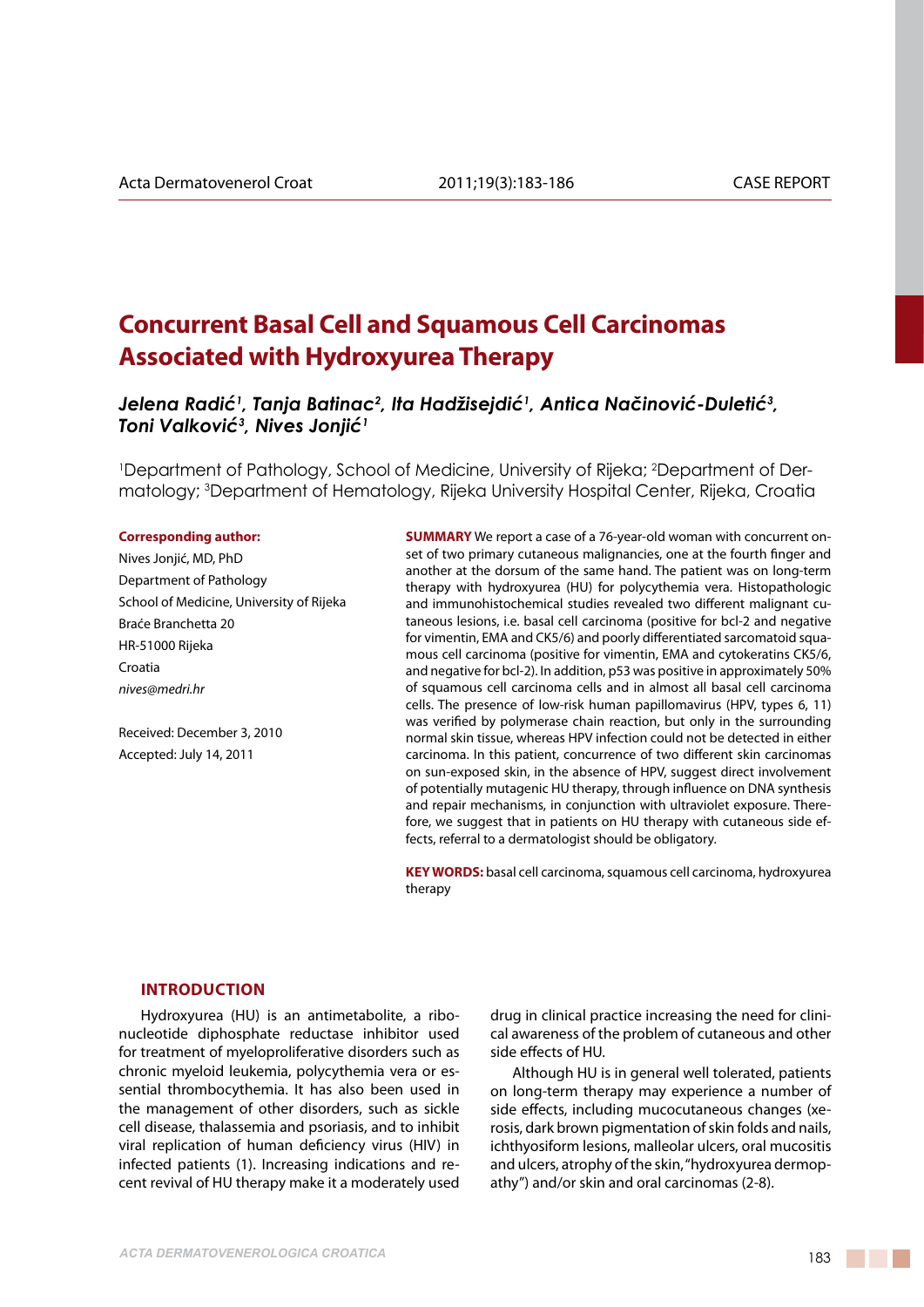CASE REPORT

# Concurrent Basal Cell and Squamous Cell Carcinomas Associated with Hydroxyurea Therapy

***Jelena Radić[1], Tanja Batinac[2], Ita Hadžisejdić[1], Antica Načinović-Duletić[3], Toni Valković[3], Nives Jonjić[1]***

[1]Department of Pathology, School of Medicine, University of Rijeka; [2]Department of Dermatology; [3]Department of Hematology, Rijeka University Hospital Center, Rijeka, Croatia

**Corresponding author:**

Nives Jonjić, MD, PhD
Department of Pathology
School of Medicine, University of Rijeka
Braće Branchetta 20
HR-51000 Rijeka
Croatia
*nives@medri.hr*

Received: December 3, 2010
Accepted: July 14, 2011

**SUMMARY** We report a case of a 76-year-old woman with concurrent onset of two primary cutaneous malignancies, one at the fourth finger and another at the dorsum of the same hand. The patient was on long-term therapy with hydroxyurea (HU) for polycythemia vera. Histopathologic and immunohistochemical studies revealed two different malignant cutaneous lesions, i.e. basal cell carcinoma (positive for bcl-2 and negative for vimentin, EMA and CK5/6) and poorly differentiated sarcomatoid squamous cell carcinoma (positive for vimentin, EMA and cytokeratins CK5/6, and negative for bcl-2). In addition, p53 was positive in approximately 50% of squamous cell carcinoma cells and in almost all basal cell carcinoma cells. The presence of low-risk human papillomavirus (HPV, types 6, 11) was verified by polymerase chain reaction, but only in the surrounding normal skin tissue, whereas HPV infection could not be detected in either carcinoma. In this patient, concurrence of two different skin carcinomas on sun-exposed skin, in the absence of HPV, suggest direct involvement of potentially mutagenic HU therapy, through influence on DNA synthesis and repair mechanisms, in conjunction with ultraviolet exposure. Therefore, we suggest that in patients on HU therapy with cutaneous side effects, referral to a dermatologist should be obligatory.

**KEY WORDS:** basal cell carcinoma, squamous cell carcinoma, hydroxyurea therapy

## INTRODUCTION

Hydroxyurea (HU) is an antimetabolite, a ribonucleotide diphosphate reductase inhibitor used for treatment of myeloproliferative disorders such as chronic myeloid leukemia, polycythemia vera or essential thrombocythemia. It has also been used in the management of other disorders, such as sickle cell disease, thalassemia and psoriasis, and to inhibit viral replication of human deficiency virus (HIV) in infected patients (1). Increasing indications and recent revival of HU therapy make it a moderately used drug in clinical practice increasing the need for clinical awareness of the problem of cutaneous and other side effects of HU.

Although HU is in general well tolerated, patients on long-term therapy may experience a number of side effects, including mucocutaneous changes (xerosis, dark brown pigmentation of skin folds and nails, ichthyosiform lesions, malleolar ulcers, oral mucositis and ulcers, atrophy of the skin, "hydroxyurea dermopathy") and/or skin and oral carcinomas (2-8).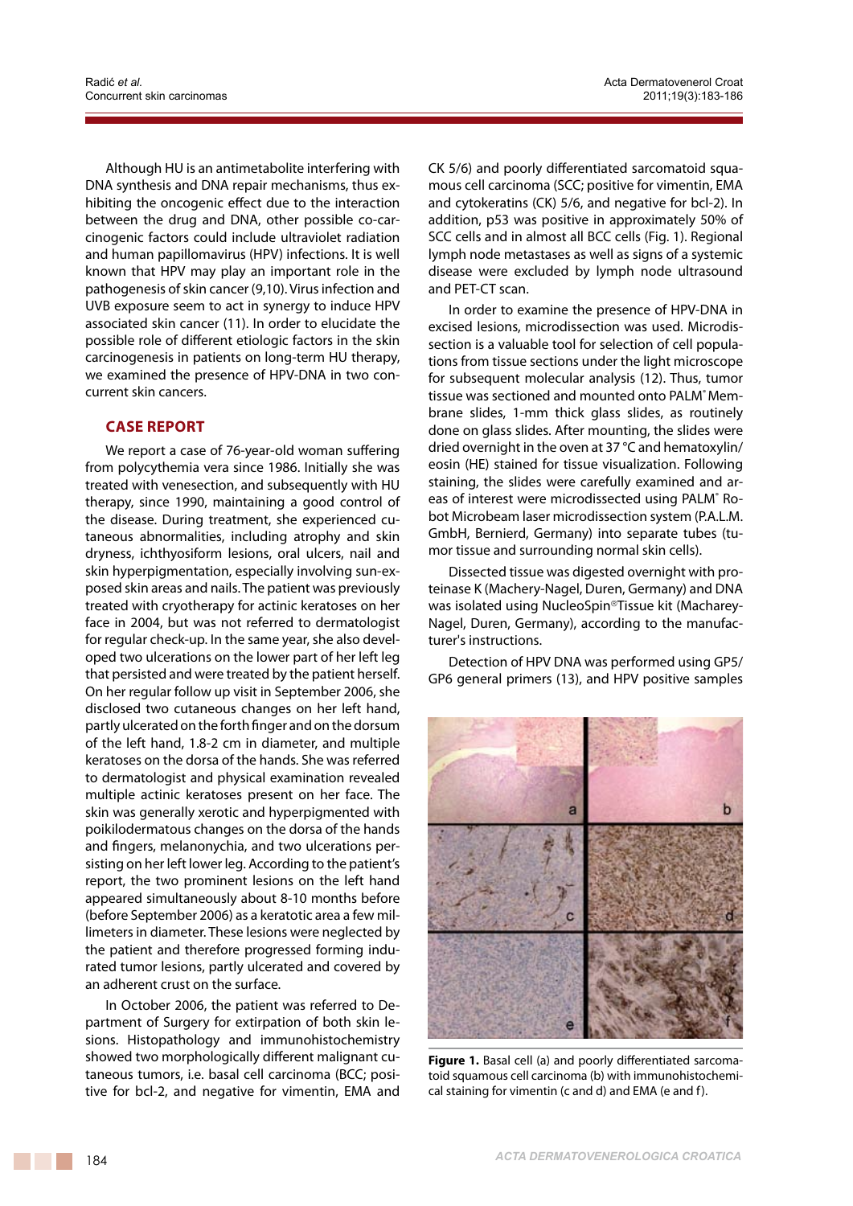Although HU is an antimetabolite interfering with DNA synthesis and DNA repair mechanisms, thus exhibiting the oncogenic effect due to the interaction between the drug and DNA, other possible co-carcinogenic factors could include ultraviolet radiation and human papillomavirus (HPV) infections. It is well known that HPV may play an important role in the pathogenesis of skin cancer (9,10). Virus infection and UVB exposure seem to act in synergy to induce HPV associated skin cancer (11). In order to elucidate the possible role of different etiologic factors in the skin carcinogenesis in patients on long-term HU therapy, we examined the presence of HPV-DNA in two concurrent skin cancers.

## CASE REPORT

We report a case of 76-year-old woman suffering from polycythemia vera since 1986. Initially she was treated with venesection, and subsequently with HU therapy, since 1990, maintaining a good control of the disease. During treatment, she experienced cutaneous abnormalities, including atrophy and skin dryness, ichthyosiform lesions, oral ulcers, nail and skin hyperpigmentation, especially involving sun-exposed skin areas and nails. The patient was previously treated with cryotherapy for actinic keratoses on her face in 2004, but was not referred to dermatologist for regular check-up. In the same year, she also developed two ulcerations on the lower part of her left leg that persisted and were treated by the patient herself. On her regular follow up visit in September 2006, she disclosed two cutaneous changes on her left hand, partly ulcerated on the forth finger and on the dorsum of the left hand, 1.8-2 cm in diameter, and multiple keratoses on the dorsa of the hands. She was referred to dermatologist and physical examination revealed multiple actinic keratoses present on her face. The skin was generally xerotic and hyperpigmented with poikilodermatous changes on the dorsa of the hands and fingers, melanonychia, and two ulcerations persisting on her left lower leg. According to the patient's report, the two prominent lesions on the left hand appeared simultaneously about 8-10 months before (before September 2006) as a keratotic area a few millimeters in diameter. These lesions were neglected by the patient and therefore progressed forming indurated tumor lesions, partly ulcerated and covered by an adherent crust on the surface.

In October 2006, the patient was referred to Department of Surgery for extirpation of both skin lesions. Histopathology and immunohistochemistry showed two morphologically different malignant cutaneous tumors, i.e. basal cell carcinoma (BCC; positive for bcl-2, and negative for vimentin, EMA and CK 5/6) and poorly differentiated sarcomatoid squamous cell carcinoma (SCC; positive for vimentin, EMA and cytokeratins (CK) 5/6, and negative for bcl-2). In addition, p53 was positive in approximately 50% of SCC cells and in almost all BCC cells (Fig. 1). Regional lymph node metastases as well as signs of a systemic disease were excluded by lymph node ultrasound and PET-CT scan.

In order to examine the presence of HPV-DNA in excised lesions, microdissection was used. Microdissection is a valuable tool for selection of cell populations from tissue sections under the light microscope for subsequent molecular analysis (12). Thus, tumor tissue was sectioned and mounted onto PALM® Membrane slides, 1-mm thick glass slides, as routinely done on glass slides. After mounting, the slides were dried overnight in the oven at 37 °C and hematoxylin/eosin (HE) stained for tissue visualization. Following staining, the slides were carefully examined and areas of interest were microdissected using PALM® Robot Microbeam laser microdissection system (P.A.L.M. GmbH, Bernierd, Germany) into separate tubes (tumor tissue and surrounding normal skin cells).

Dissected tissue was digested overnight with proteinase K (Machery-Nagel, Duren, Germany) and DNA was isolated using NucleoSpin®Tissue kit (Macharey-Nagel, Duren, Germany), according to the manufacturer's instructions.

Detection of HPV DNA was performed using GP5/GP6 general primers (13), and HPV positive samples

**Figure 1.** Basal cell (a) and poorly differentiated sarcomatoid squamous cell carcinoma (b) with immunohistochemical staining for vimentin (c and d) and EMA (e and f).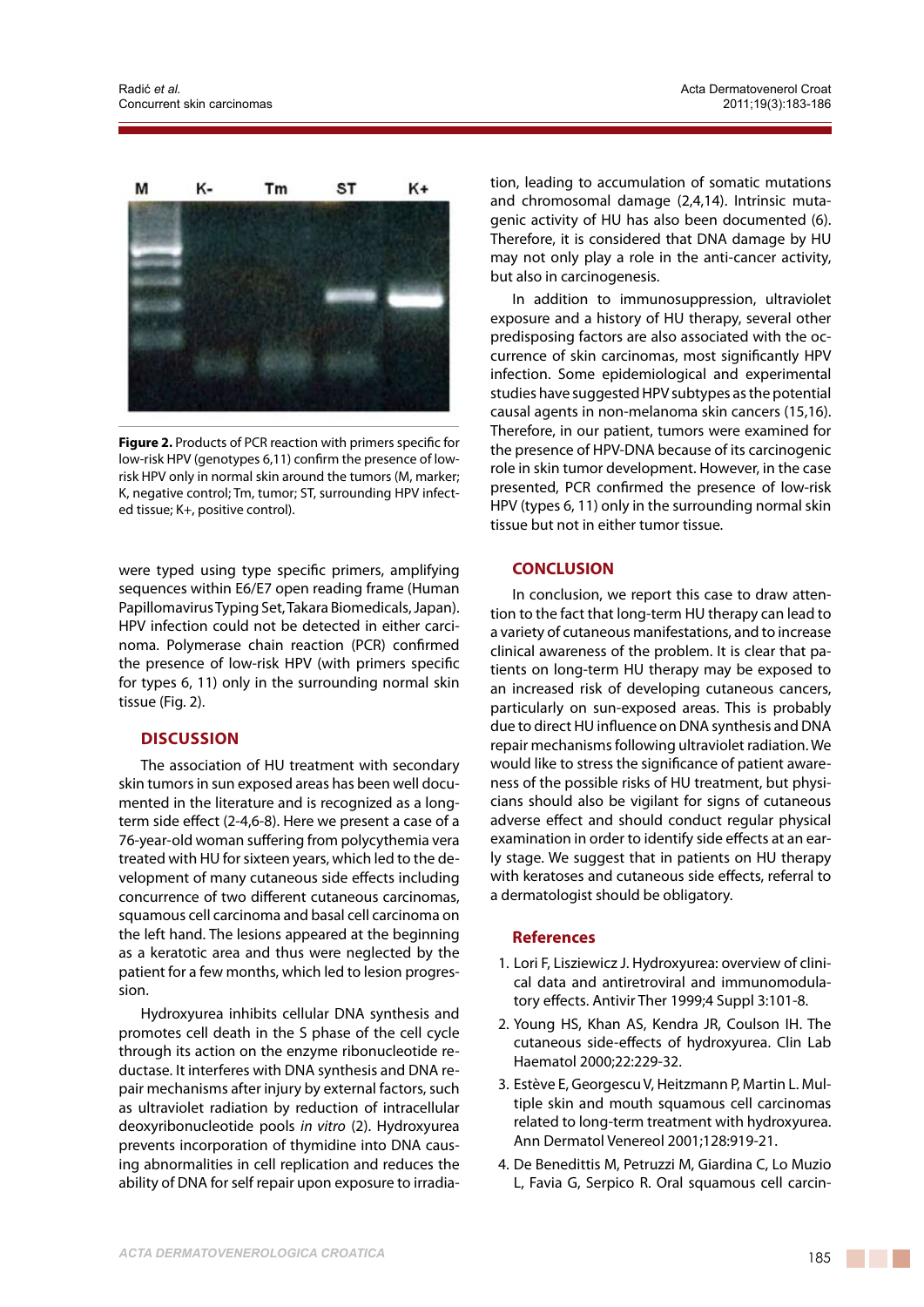M K- Tm ST K+

**Figure 2.** Products of PCR reaction with primers specific for low-risk HPV (genotypes 6,11) confirm the presence of low-risk HPV only in normal skin around the tumors (M, marker; K, negative control; Tm, tumor; ST, surrounding HPV infected tissue; K+, positive control).

were typed using type specific primers, amplifying sequences within E6/E7 open reading frame (Human Papillomavirus Typing Set, Takara Biomedicals, Japan). HPV infection could not be detected in either carcinoma. Polymerase chain reaction (PCR) confirmed the presence of low-risk HPV (with primers specific for types 6, 11) only in the surrounding normal skin tissue (Fig. 2).

## DISCUSSION

The association of HU treatment with secondary skin tumors in sun exposed areas has been well documented in the literature and is recognized as a long-term side effect (2-4,6-8). Here we present a case of a 76-year-old woman suffering from polycythemia vera treated with HU for sixteen years, which led to the development of many cutaneous side effects including concurrence of two different cutaneous carcinomas, squamous cell carcinoma and basal cell carcinoma on the left hand. The lesions appeared at the beginning as a keratotic area and thus were neglected by the patient for a few months, which led to lesion progression.

Hydroxyurea inhibits cellular DNA synthesis and promotes cell death in the S phase of the cell cycle through its action on the enzyme ribonucleotide reductase. It interferes with DNA synthesis and DNA repair mechanisms after injury by external factors, such as ultraviolet radiation by reduction of intracellular deoxyribonucleotide pools *in vitro* (2). Hydroxyurea prevents incorporation of thymidine into DNA causing abnormalities in cell replication and reduces the ability of DNA for self repair upon exposure to irradiation, leading to accumulation of somatic mutations and chromosomal damage (2,4,14). Intrinsic mutagenic activity of HU has also been documented (6). Therefore, it is considered that DNA damage by HU may not only play a role in the anti-cancer activity, but also in carcinogenesis.

In addition to immunosuppression, ultraviolet exposure and a history of HU therapy, several other predisposing factors are also associated with the occurrence of skin carcinomas, most significantly HPV infection. Some epidemiological and experimental studies have suggested HPV subtypes as the potential causal agents in non-melanoma skin cancers (15,16). Therefore, in our patient, tumors were examined for the presence of HPV-DNA because of its carcinogenic role in skin tumor development. However, in the case presented, PCR confirmed the presence of low-risk HPV (types 6, 11) only in the surrounding normal skin tissue but not in either tumor tissue.

## CONCLUSION

In conclusion, we report this case to draw attention to the fact that long-term HU therapy can lead to a variety of cutaneous manifestations, and to increase clinical awareness of the problem. It is clear that patients on long-term HU therapy may be exposed to an increased risk of developing cutaneous cancers, particularly on sun-exposed areas. This is probably due to direct HU influence on DNA synthesis and DNA repair mechanisms following ultraviolet radiation. We would like to stress the significance of patient awareness of the possible risks of HU treatment, but physicians should also be vigilant for signs of cutaneous adverse effect and should conduct regular physical examination in order to identify side effects at an early stage. We suggest that in patients on HU therapy with keratoses and cutaneous side effects, referral to a dermatologist should be obligatory.

## References

1. Lori F, Lisziewicz J. Hydroxyurea: overview of clinical data and antiretroviral and immunomodulatory effects. Antivir Ther 1999;4 Suppl 3:101-8.
2. Young HS, Khan AS, Kendra JR, Coulson IH. The cutaneous side-effects of hydroxyurea. Clin Lab Haematol 2000;22:229-32.
3. Estève E, Georgescu V, Heitzmann P, Martin L. Multiple skin and mouth squamous cell carcinomas related to long-term treatment with hydroxyurea. Ann Dermatol Venereol 2001;128:919-21.
4. De Benedittis M, Petruzzi M, Giardina C, Lo Muzio L, Favia G, Serpico R. Oral squamous cell carcin-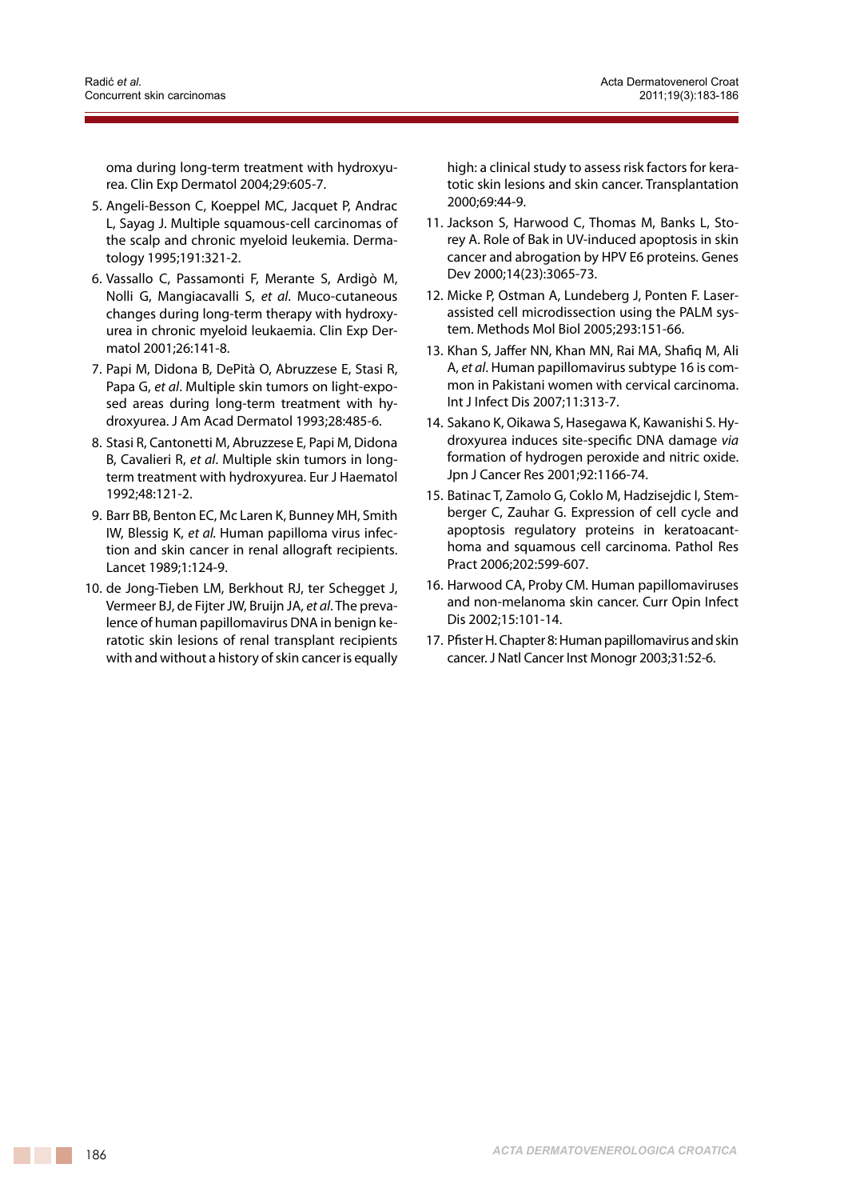oma during long-term treatment with hydroxyurea. Clin Exp Dermatol 2004;29:605-7.

5. Angeli-Besson C, Koeppel MC, Jacquet P, Andrac L, Sayag J. Multiple squamous-cell carcinomas of the scalp and chronic myeloid leukemia. Dermatology 1995;191:321-2.
6. Vassallo C, Passamonti F, Merante S, Ardigò M, Nolli G, Mangiacavalli S, *et al*. Muco-cutaneous changes during long-term therapy with hydroxyurea in chronic myeloid leukaemia. Clin Exp Dermatol 2001;26:141-8.
7. Papi M, Didona B, DePità O, Abruzzese E, Stasi R, Papa G, *et al*. Multiple skin tumors on light-exposed areas during long-term treatment with hydroxyurea. J Am Acad Dermatol 1993;28:485-6.
8. Stasi R, Cantonetti M, Abruzzese E, Papi M, Didona B, Cavalieri R, *et al*. Multiple skin tumors in long-term treatment with hydroxyurea. Eur J Haematol 1992;48:121-2.
9. Barr BB, Benton EC, Mc Laren K, Bunney MH, Smith IW, Blessig K, *et al.* Human papilloma virus infection and skin cancer in renal allograft recipients. Lancet 1989;1:124-9.
10. de Jong-Tieben LM, Berkhout RJ, ter Schegget J, Vermeer BJ, de Fijter JW, Bruijn JA, *et al*. The prevalence of human papillomavirus DNA in benign keratotic skin lesions of renal transplant recipients with and without a history of skin cancer is equally high: a clinical study to assess risk factors for keratotic skin lesions and skin cancer. Transplantation 2000;69:44-9.
11. Jackson S, Harwood C, Thomas M, Banks L, Storey A. Role of Bak in UV-induced apoptosis in skin cancer and abrogation by HPV E6 proteins. Genes Dev 2000;14(23):3065-73.
12. Micke P, Ostman A, Lundeberg J, Ponten F. Laser-assisted cell microdissection using the PALM system. Methods Mol Biol 2005;293:151-66.
13. Khan S, Jaffer NN, Khan MN, Rai MA, Shafiq M, Ali A, *et al*. Human papillomavirus subtype 16 is common in Pakistani women with cervical carcinoma. Int J Infect Dis 2007;11:313-7.
14. Sakano K, Oikawa S, Hasegawa K, Kawanishi S. Hydroxyurea induces site-specific DNA damage *via* formation of hydrogen peroxide and nitric oxide. Jpn J Cancer Res 2001;92:1166-74.
15. Batinac T, Zamolo G, Coklo M, Hadzisejdic I, Stemberger C, Zauhar G. Expression of cell cycle and apoptosis regulatory proteins in keratoacanthoma and squamous cell carcinoma. Pathol Res Pract 2006;202:599-607.
16. Harwood CA, Proby CM. Human papillomaviruses and non-melanoma skin cancer. Curr Opin Infect Dis 2002;15:101-14.
17. Pfister H. Chapter 8: Human papillomavirus and skin cancer. J Natl Cancer Inst Monogr 2003;31:52-6.